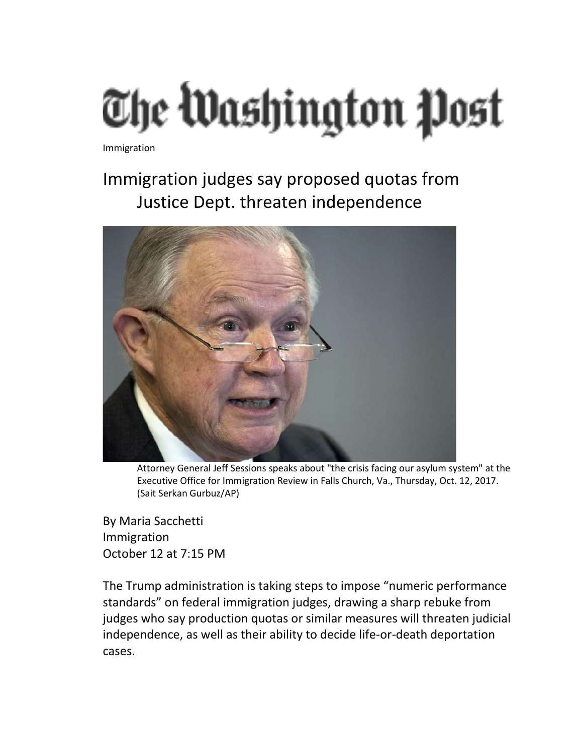# The Washington Post

Immigration

## Immigration judges say proposed quotas from Justice Dept. threaten independence

Attorney General Jeff Sessions speaks about "the crisis facing our asylum system" at the Executive Office for Immigration Review in Falls Church, Va., Thursday, Oct. 12, 2017. (Sait Serkan Gurbuz/AP)

By Maria Sacchetti
Immigration
October 12 at 7:15 PM

The Trump administration is taking steps to impose “numeric performance standards” on federal immigration judges, drawing a sharp rebuke from judges who say production quotas or similar measures will threaten judicial independence, as well as their ability to decide life-or-death deportation cases.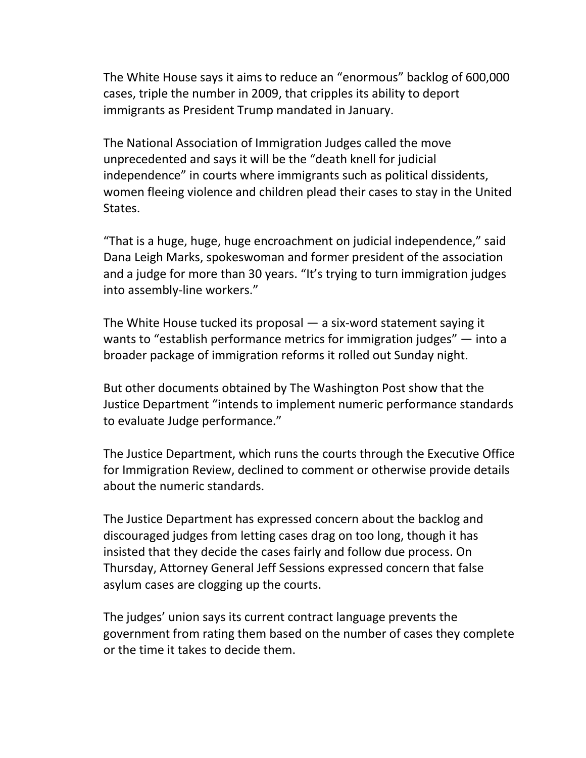The White House says it aims to reduce an "enormous" backlog of 600,000 cases, triple the number in 2009, that cripples its ability to deport immigrants as President Trump mandated in January.

The National Association of Immigration Judges called the move unprecedented and says it will be the "death knell for judicial independence" in courts where immigrants such as political dissidents, women fleeing violence and children plead their cases to stay in the United States.

"That is a huge, huge, huge encroachment on judicial independence," said Dana Leigh Marks, spokeswoman and former president of the association and a judge for more than 30 years. "It's trying to turn immigration judges into assembly-line workers."

The White House tucked its proposal — a six-word statement saying it wants to "establish performance metrics for immigration judges" — into a broader package of immigration reforms it rolled out Sunday night.

But other documents obtained by The Washington Post show that the Justice Department "intends to implement numeric performance standards to evaluate Judge performance."

The Justice Department, which runs the courts through the Executive Office for Immigration Review, declined to comment or otherwise provide details about the numeric standards.

The Justice Department has expressed concern about the backlog and discouraged judges from letting cases drag on too long, though it has insisted that they decide the cases fairly and follow due process. On Thursday, Attorney General Jeff Sessions expressed concern that false asylum cases are clogging up the courts.

The judges' union says its current contract language prevents the government from rating them based on the number of cases they complete or the time it takes to decide them.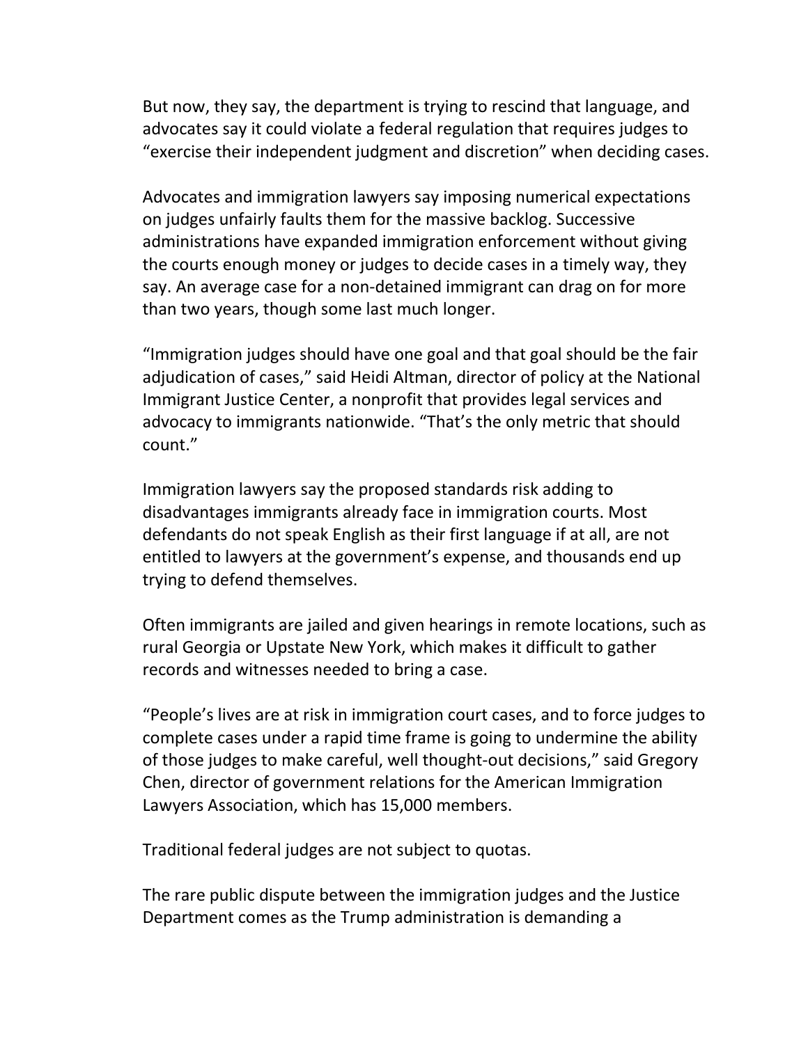But now, they say, the department is trying to rescind that language, and advocates say it could violate a federal regulation that requires judges to "exercise their independent judgment and discretion" when deciding cases.

Advocates and immigration lawyers say imposing numerical expectations on judges unfairly faults them for the massive backlog. Successive administrations have expanded immigration enforcement without giving the courts enough money or judges to decide cases in a timely way, they say. An average case for a non-detained immigrant can drag on for more than two years, though some last much longer.

"Immigration judges should have one goal and that goal should be the fair adjudication of cases," said Heidi Altman, director of policy at the National Immigrant Justice Center, a nonprofit that provides legal services and advocacy to immigrants nationwide. "That's the only metric that should count."

Immigration lawyers say the proposed standards risk adding to disadvantages immigrants already face in immigration courts. Most defendants do not speak English as their first language if at all, are not entitled to lawyers at the government's expense, and thousands end up trying to defend themselves.

Often immigrants are jailed and given hearings in remote locations, such as rural Georgia or Upstate New York, which makes it difficult to gather records and witnesses needed to bring a case.

"People's lives are at risk in immigration court cases, and to force judges to complete cases under a rapid time frame is going to undermine the ability of those judges to make careful, well thought-out decisions," said Gregory Chen, director of government relations for the American Immigration Lawyers Association, which has 15,000 members.

Traditional federal judges are not subject to quotas.

The rare public dispute between the immigration judges and the Justice Department comes as the Trump administration is demanding a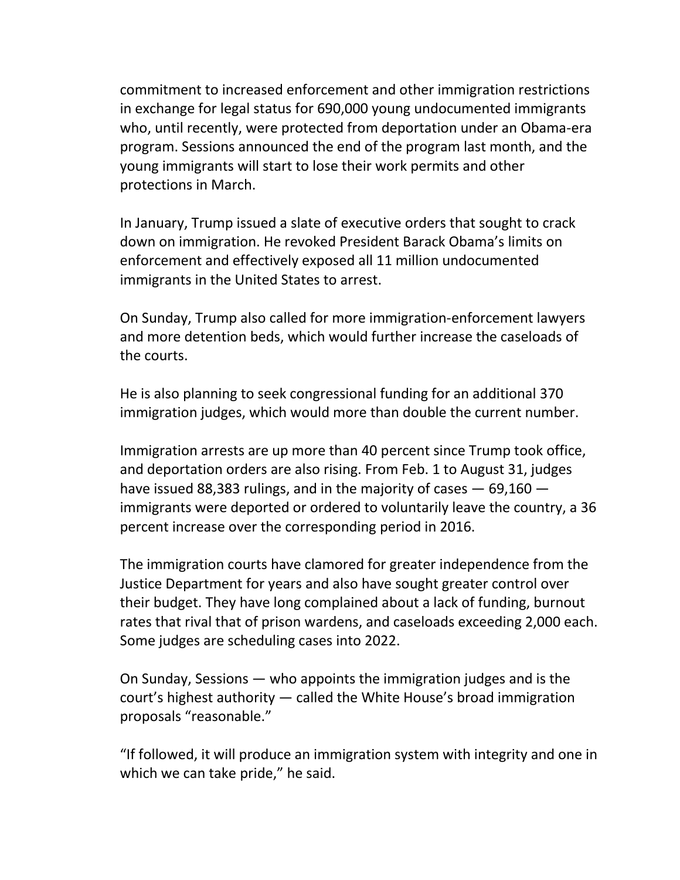commitment to increased enforcement and other immigration restrictions in exchange for legal status for 690,000 young undocumented immigrants who, until recently, were protected from deportation under an Obama-era program. Sessions announced the end of the program last month, and the young immigrants will start to lose their work permits and other protections in March.

In January, Trump issued a slate of executive orders that sought to crack down on immigration. He revoked President Barack Obama's limits on enforcement and effectively exposed all 11 million undocumented immigrants in the United States to arrest.

On Sunday, Trump also called for more immigration-enforcement lawyers and more detention beds, which would further increase the caseloads of the courts.

He is also planning to seek congressional funding for an additional 370 immigration judges, which would more than double the current number.

Immigration arrests are up more than 40 percent since Trump took office, and deportation orders are also rising. From Feb. 1 to August 31, judges have issued 88,383 rulings, and in the majority of cases — 69,160 — immigrants were deported or ordered to voluntarily leave the country, a 36 percent increase over the corresponding period in 2016.

The immigration courts have clamored for greater independence from the Justice Department for years and also have sought greater control over their budget. They have long complained about a lack of funding, burnout rates that rival that of prison wardens, and caseloads exceeding 2,000 each. Some judges are scheduling cases into 2022.

On Sunday, Sessions — who appoints the immigration judges and is the court's highest authority — called the White House's broad immigration proposals "reasonable."

"If followed, it will produce an immigration system with integrity and one in which we can take pride," he said.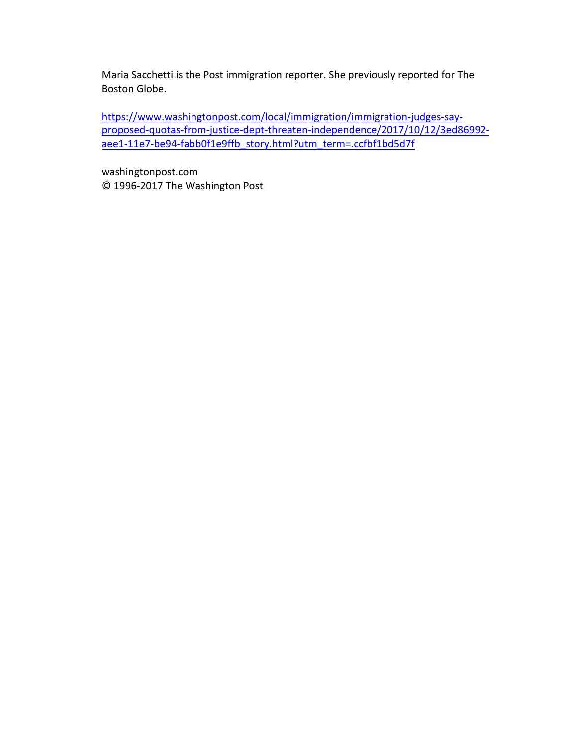Maria Sacchetti is the Post immigration reporter. She previously reported for The Boston Globe.

https://www.washingtonpost.com/local/immigration/immigration-judges-say-proposed-quotas-from-justice-dept-threaten-independence/2017/10/12/3ed86992-aee1-11e7-be94-fabb0f1e9ffb_story.html?utm_term=.ccfbf1bd5d7f

washingtonpost.com
© 1996-2017 The Washington Post